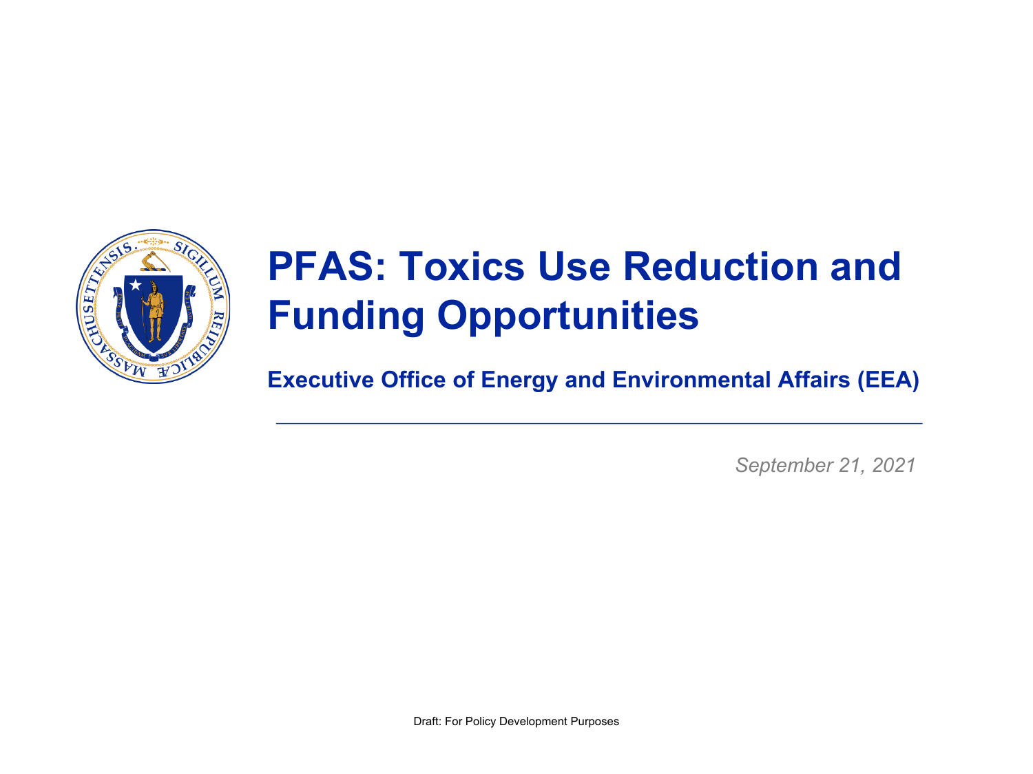# PFAS: Toxics Use Reduction and Funding Opportunities

**Executive Office of Energy and Environmental Affairs (EEA)**

*September 21, 2021*

Draft: For Policy Development Purposes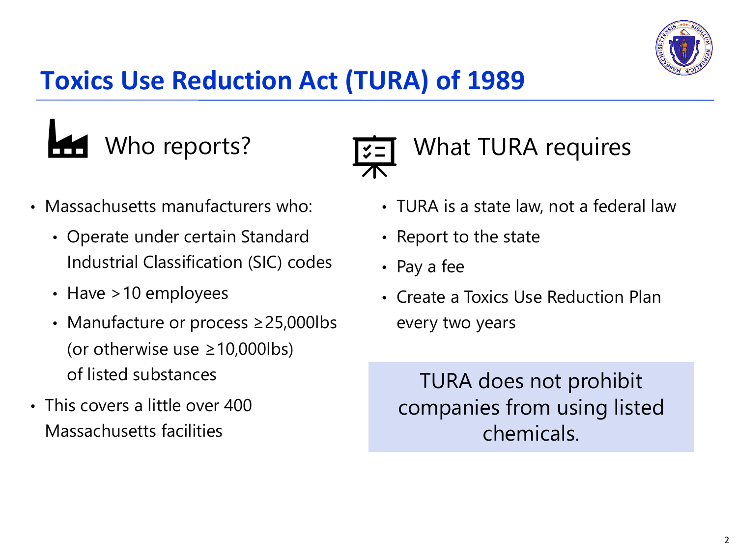# Toxics Use Reduction Act (TURA) of 1989

## Who reports?

- Massachusetts manufacturers who:
  - Operate under certain Standard Industrial Classification (SIC) codes
  - Have >10 employees
  - Manufacture or process ≥25,000lbs (or otherwise use ≥10,000lbs) of listed substances
- This covers a little over 400 Massachusetts facilities

## What TURA requires

- TURA is a state law, not a federal law
- Report to the state
- Pay a fee
- Create a Toxics Use Reduction Plan every two years

TURA does not prohibit companies from using listed chemicals.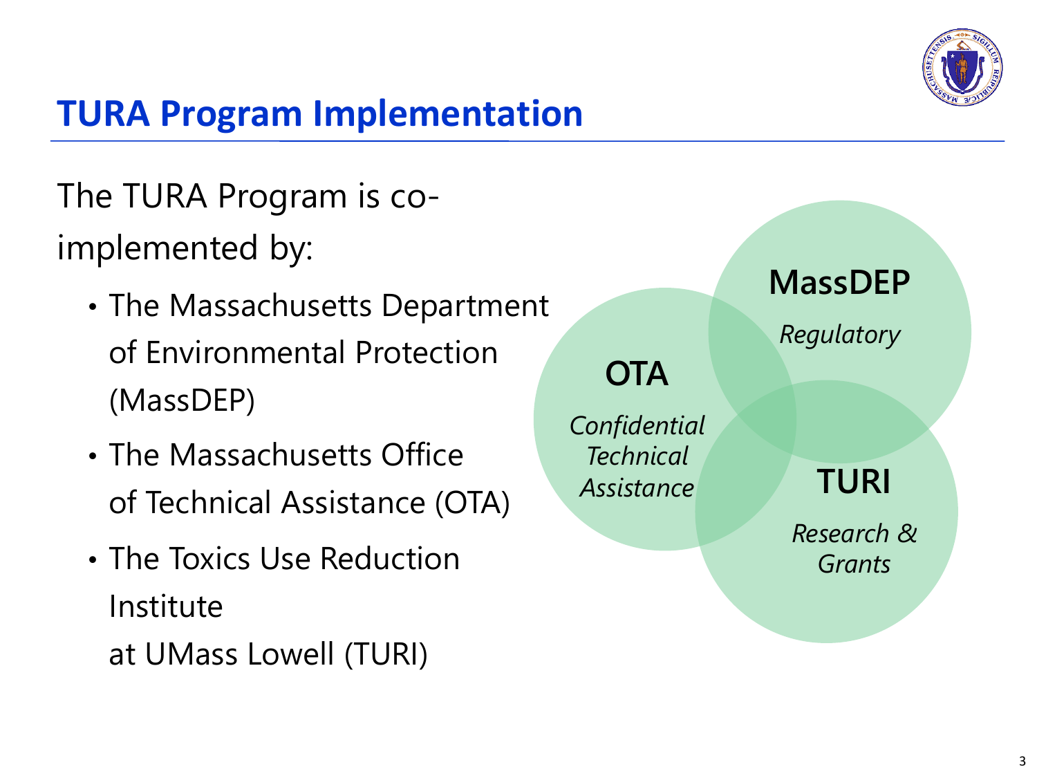## TURA Program Implementation

The TURA Program is co-implemented by:

- The Massachusetts Department of Environmental Protection (MassDEP)
- The Massachusetts Office of Technical Assistance (OTA)
- The Toxics Use Reduction Institute at UMass Lowell (TURI)

**MassDEP**
*Regulatory*

**OTA**
*Confidential Technical Assistance*

**TURI**
*Research & Grants*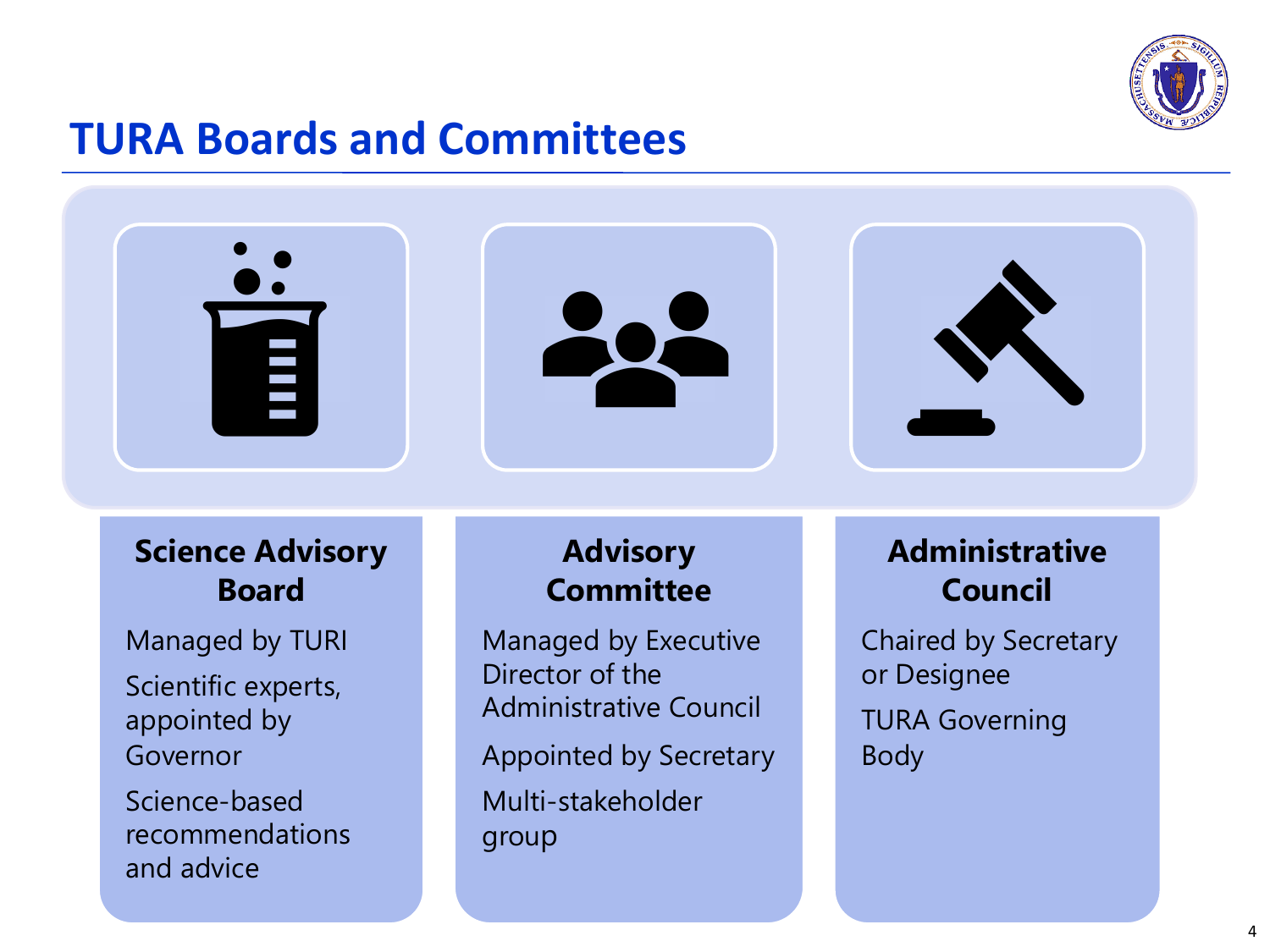# TURA Boards and Committees

### Science Advisory Board

Managed by TURI

Scientific experts, appointed by Governor

Science-based recommendations and advice

### Advisory Committee

Managed by Executive Director of the Administrative Council

Appointed by Secretary

Multi-stakeholder group

### Administrative Council

Chaired by Secretary or Designee

TURA Governing Body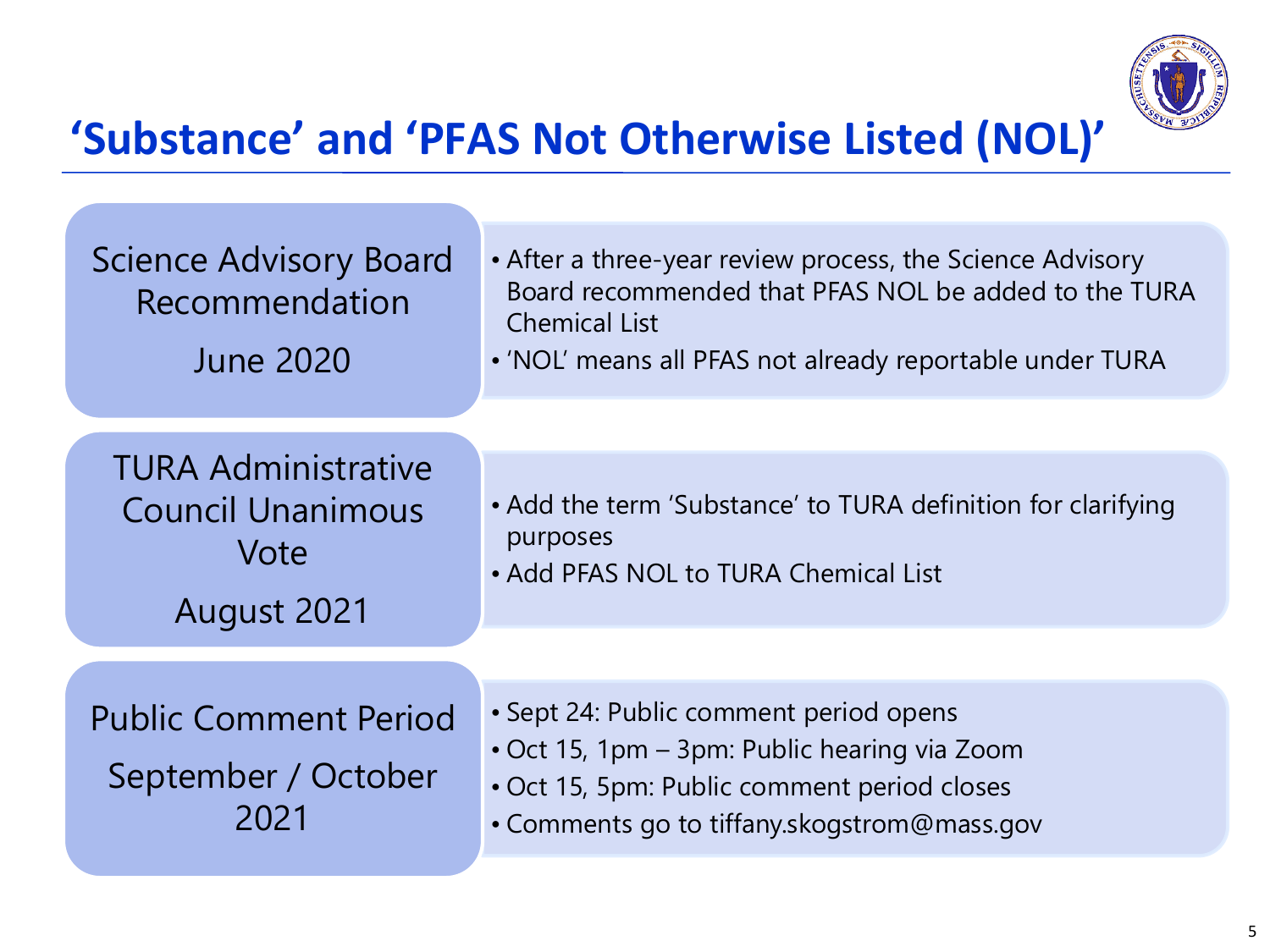# ‘Substance’ and ‘PFAS Not Otherwise Listed (NOL)’

## Science Advisory Board Recommendation

June 2020

- After a three-year review process, the Science Advisory Board recommended that PFAS NOL be added to the TURA Chemical List
- ‘NOL’ means all PFAS not already reportable under TURA

## TURA Administrative Council Unanimous Vote

August 2021

- Add the term ‘Substance’ to TURA definition for clarifying purposes
- Add PFAS NOL to TURA Chemical List

## Public Comment Period

September / October 2021

- Sept 24: Public comment period opens
- Oct 15, 1pm – 3pm: Public hearing via Zoom
- Oct 15, 5pm: Public comment period closes
- Comments go to tiffany.skogstrom@mass.gov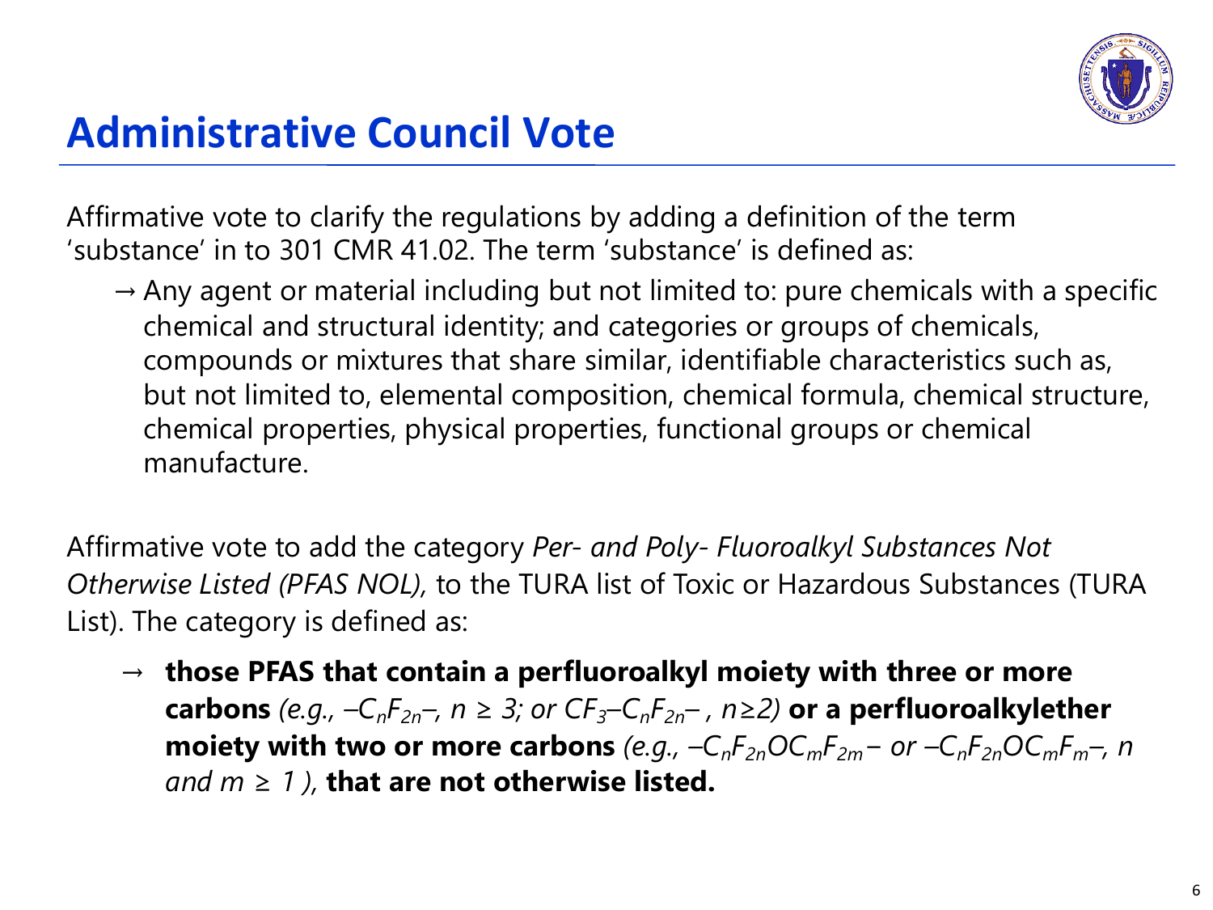# Administrative Council Vote

Affirmative vote to clarify the regulations by adding a definition of the term 'substance' in to 301 CMR 41.02. The term 'substance' is defined as:

→ Any agent or material including but not limited to: pure chemicals with a specific chemical and structural identity; and categories or groups of chemicals, compounds or mixtures that share similar, identifiable characteristics such as, but not limited to, elemental composition, chemical formula, chemical structure, chemical properties, physical properties, functional groups or chemical manufacture.

Affirmative vote to add the category *Per- and Poly- Fluoroalkyl Substances Not Otherwise Listed (PFAS NOL),* to the TURA list of Toxic or Hazardous Substances (TURA List). The category is defined as:

→ **those PFAS that contain a perfluoroalkyl moiety with three or more carbons** *(e.g., $–C_nF_{2n}–$, $n \geq 3$; or $CF_3–C_nF_{2n}–$ , $n \geq 2$)* **or a perfluoroalkylether moiety with two or more carbons** *(e.g., $–C_nF_{2n}OC_mF_{2m}–$ or $–C_nF_{2n}OC_mF_m–$, n and $m \geq 1$ ),* **that are not otherwise listed.**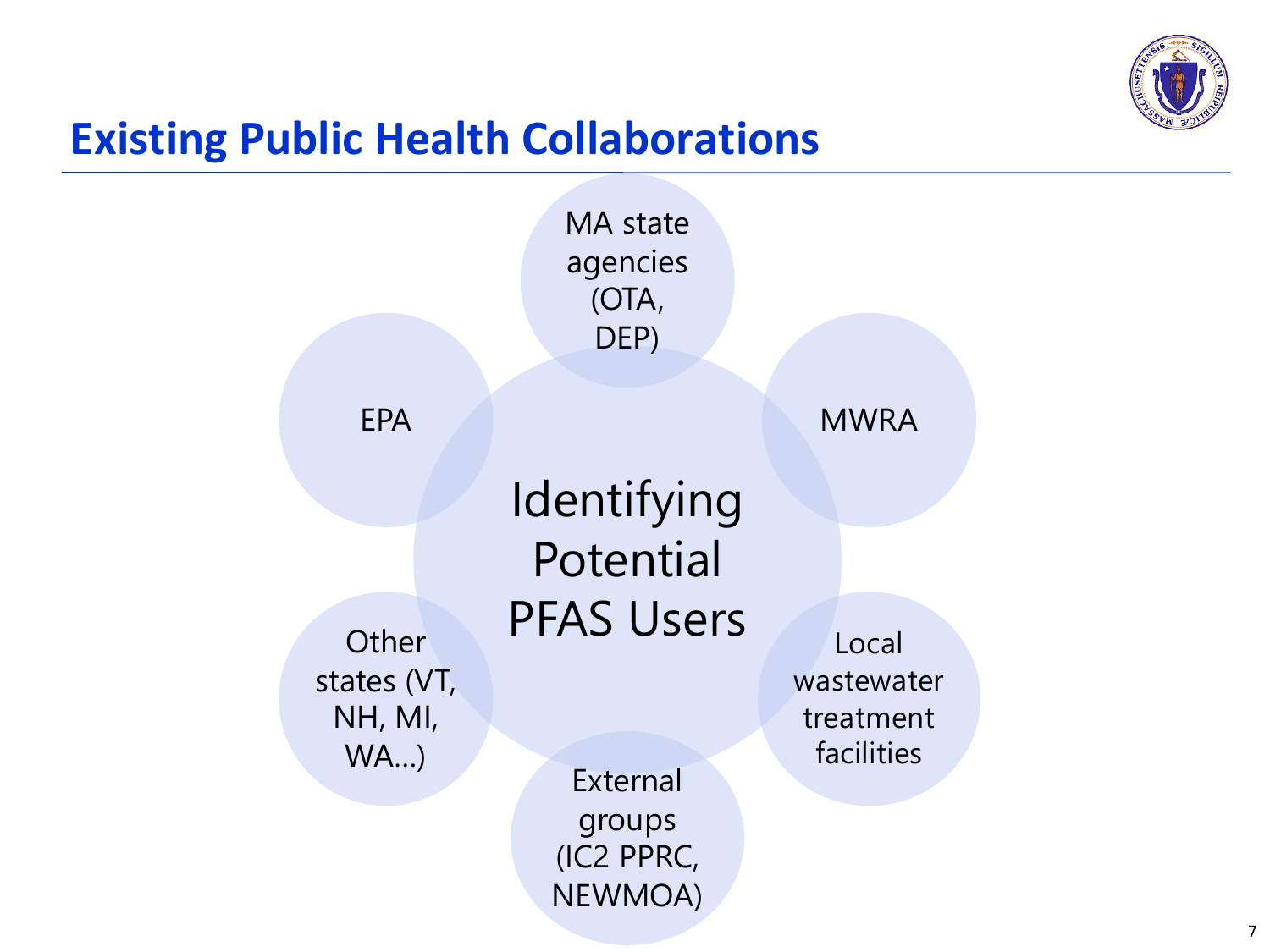# Existing Public Health Collaborations

Identifying Potential PFAS Users

MA state agencies (OTA, DEP)

MWRA

Local wastewater treatment facilities

External groups (IC2 PPRC, NEWMOA)

Other states (VT, NH, MI, WA…)

EPA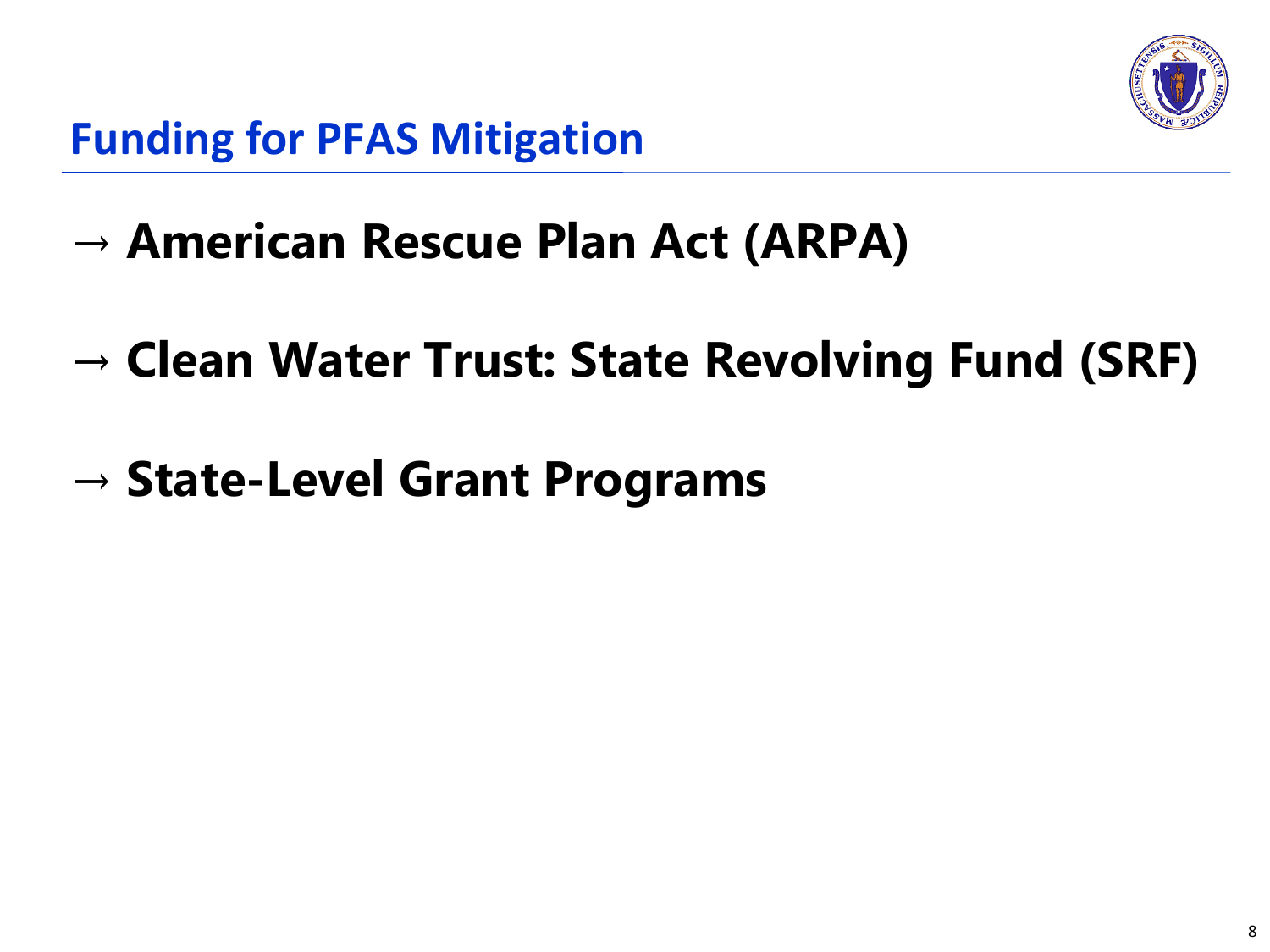# Funding for PFAS Mitigation

→ **American Rescue Plan Act (ARPA)**

→ **Clean Water Trust: State Revolving Fund (SRF)**

→ **State-Level Grant Programs**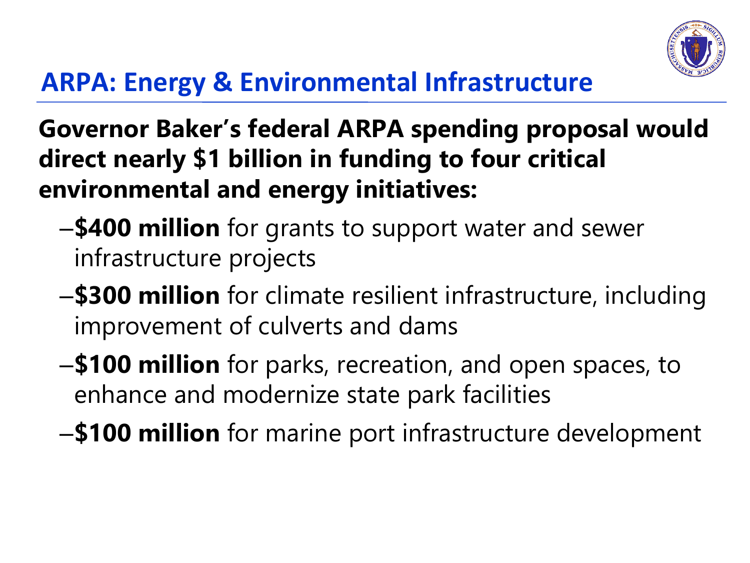## ARPA: Energy & Environmental Infrastructure

**Governor Baker's federal ARPA spending proposal would direct nearly $1 billion in funding to four critical environmental and energy initiatives:**

- **$400 million** for grants to support water and sewer infrastructure projects
- **$300 million** for climate resilient infrastructure, including improvement of culverts and dams
- **$100 million** for parks, recreation, and open spaces, to enhance and modernize state park facilities
- **$100 million** for marine port infrastructure development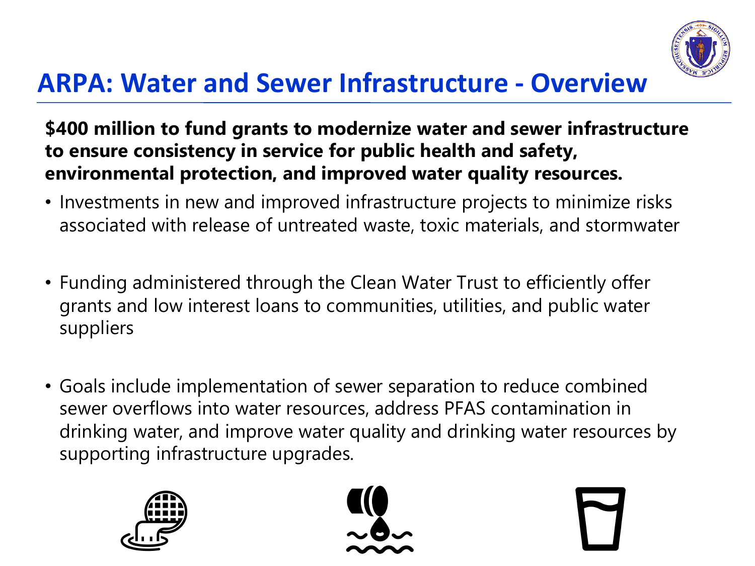# ARPA: Water and Sewer Infrastructure - Overview

**$400 million to fund grants to modernize water and sewer infrastructure to ensure consistency in service for public health and safety, environmental protection, and improved water quality resources.**

- Investments in new and improved infrastructure projects to minimize risks associated with release of untreated waste, toxic materials, and stormwater
- Funding administered through the Clean Water Trust to efficiently offer grants and low interest loans to communities, utilities, and public water suppliers
- Goals include implementation of sewer separation to reduce combined sewer overflows into water resources, address PFAS contamination in drinking water, and improve water quality and drinking water resources by supporting infrastructure upgrades.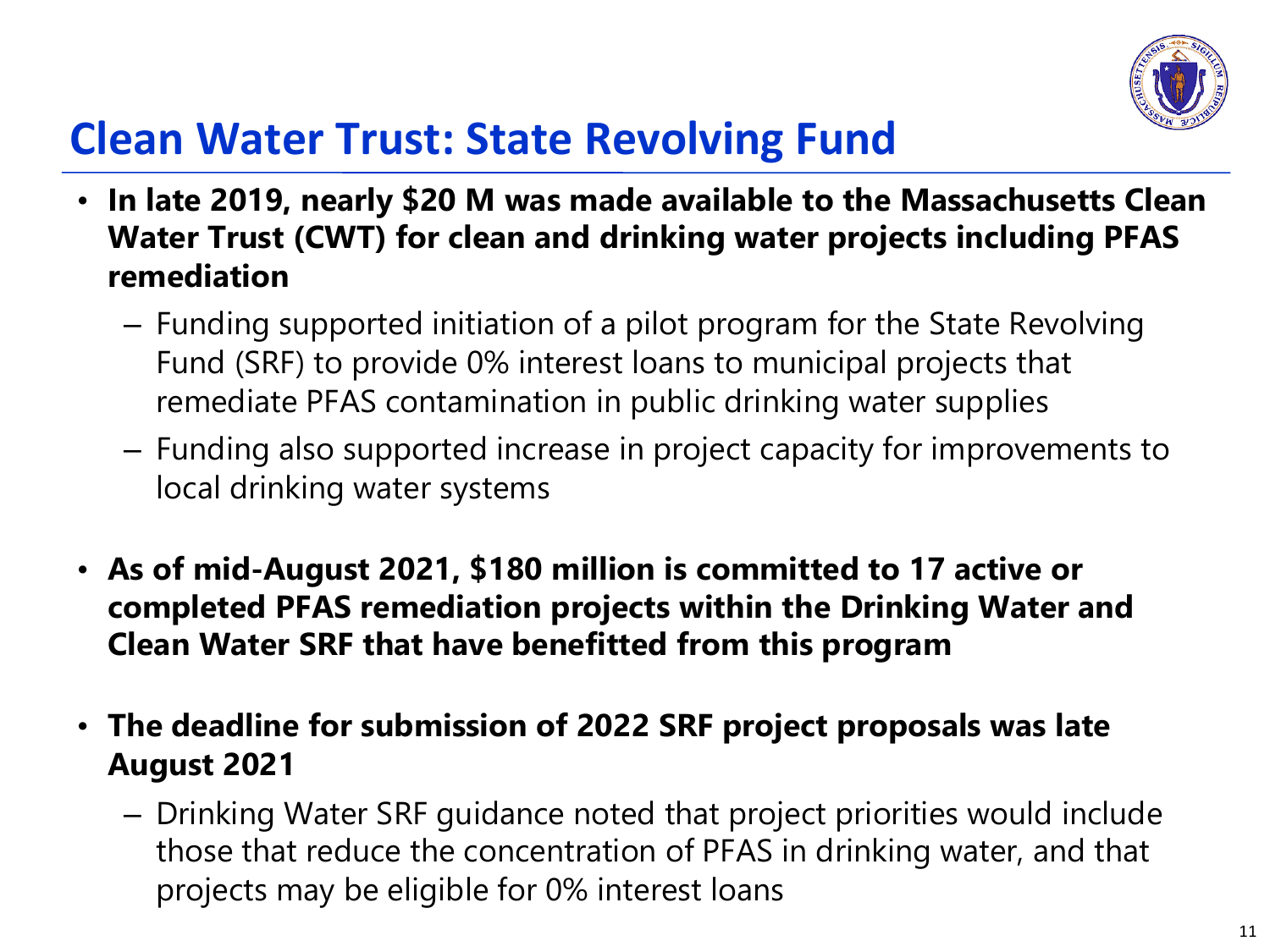# Clean Water Trust: State Revolving Fund

- **In late 2019, nearly $20 M was made available to the Massachusetts Clean Water Trust (CWT) for clean and drinking water projects including PFAS remediation**
  - Funding supported initiation of a pilot program for the State Revolving Fund (SRF) to provide 0% interest loans to municipal projects that remediate PFAS contamination in public drinking water supplies
  - Funding also supported increase in project capacity for improvements to local drinking water systems
- **As of mid-August 2021, $180 million is committed to 17 active or completed PFAS remediation projects within the Drinking Water and Clean Water SRF that have benefitted from this program**
- **The deadline for submission of 2022 SRF project proposals was late August 2021**
  - Drinking Water SRF guidance noted that project priorities would include those that reduce the concentration of PFAS in drinking water, and that projects may be eligible for 0% interest loans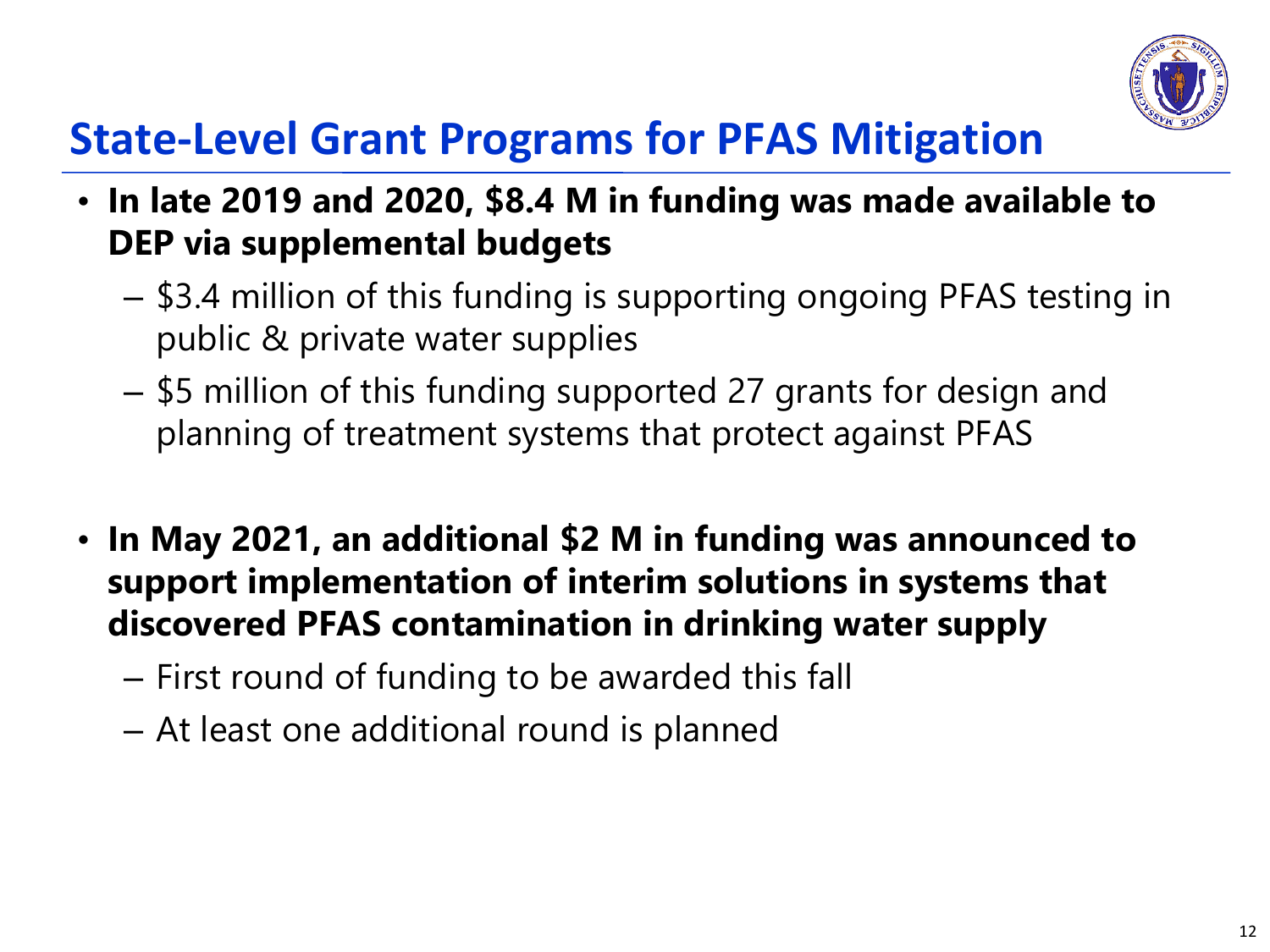# State-Level Grant Programs for PFAS Mitigation

- **In late 2019 and 2020, $8.4 M in funding was made available to DEP via supplemental budgets**
  - $3.4 million of this funding is supporting ongoing PFAS testing in public & private water supplies
  - $5 million of this funding supported 27 grants for design and planning of treatment systems that protect against PFAS

- **In May 2021, an additional $2 M in funding was announced to support implementation of interim solutions in systems that discovered PFAS contamination in drinking water supply**
  - First round of funding to be awarded this fall
  - At least one additional round is planned